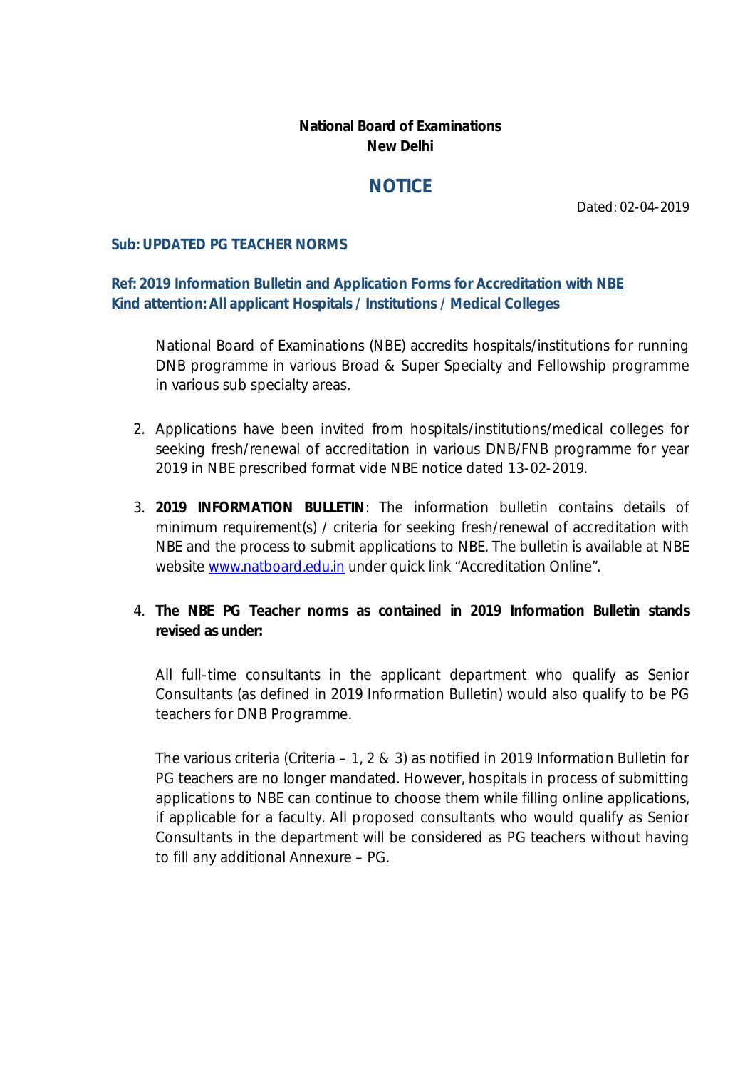**National Board of Examinations**
**New Delhi**

# NOTICE

Dated: 02-04-2019

**Sub: UPDATED PG TEACHER NORMS**

**Ref: 2019 Information Bulletin and Application Forms for Accreditation with NBE**
**Kind attention: All applicant Hospitals / Institutions / Medical Colleges**

National Board of Examinations (NBE) accredits hospitals/institutions for running DNB programme in various Broad & Super Specialty and Fellowship programme in various sub specialty areas.

2. Applications have been invited from hospitals/institutions/medical colleges for seeking fresh/renewal of accreditation in various DNB/FNB programme for year 2019 in NBE prescribed format vide NBE notice dated 13-02-2019.

3. **2019 INFORMATION BULLETIN**: The information bulletin contains details of minimum requirement(s) / criteria for seeking fresh/renewal of accreditation with NBE and the process to submit applications to NBE. The bulletin is available at NBE website [www.natboard.edu.in](http://www.natboard.edu.in) under quick link "Accreditation Online".

4. **The NBE PG Teacher norms as contained in 2019 Information Bulletin stands revised as under:**

   All full-time consultants in the applicant department who qualify as Senior Consultants (as defined in 2019 Information Bulletin) would also qualify to be PG teachers for DNB Programme.

   The various criteria (Criteria – 1, 2 & 3) as notified in 2019 Information Bulletin for PG teachers are no longer mandated. However, hospitals in process of submitting applications to NBE can continue to choose them while filling online applications, if applicable for a faculty. All proposed consultants who would qualify as Senior Consultants in the department will be considered as PG teachers without having to fill any additional Annexure – PG.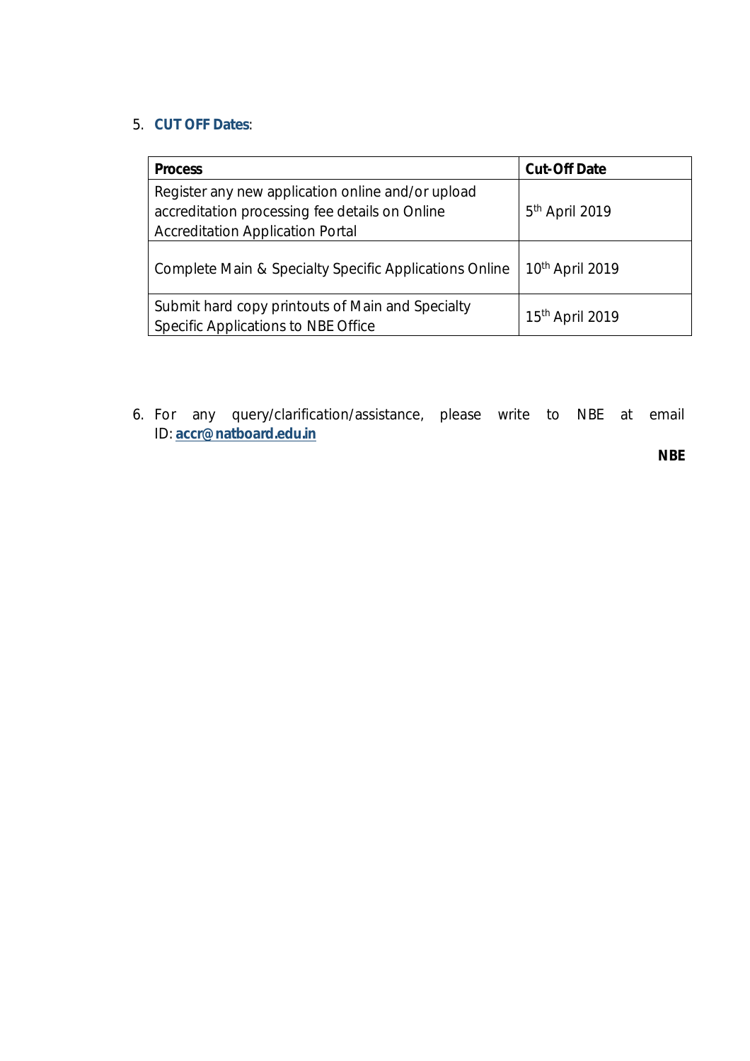5. **CUT OFF Dates**:

| Process | Cut-Off Date |
|---|---|
| Register any new application online and/or upload accreditation processing fee details on Online Accreditation Application Portal | 5th April 2019 |
| Complete Main & Specialty Specific Applications Online | 10th April 2019 |
| Submit hard copy printouts of Main and Specialty Specific Applications to NBE Office | 15th April 2019 |

6. For any query/clarification/assistance, please write to NBE at email ID: **accr@natboard.edu.in**

**NBE**